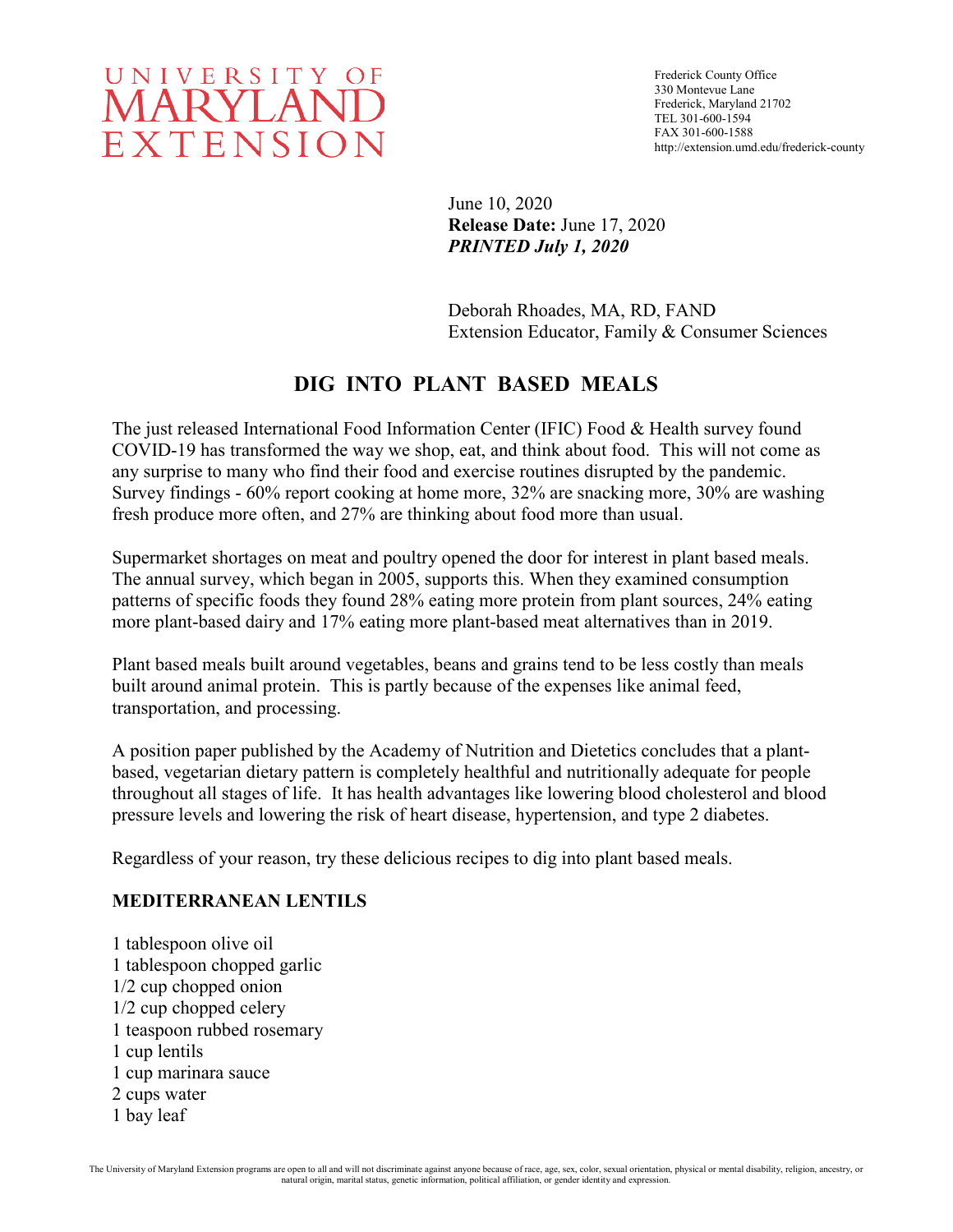UNIVERSITY OF MARYLAND EXTENSION

Frederick County Office
330 Montevue Lane
Frederick, Maryland 21702
TEL 301-600-1594
FAX 301-600-1588
http://extension.umd.edu/frederick-county

June 10, 2020
**Release Date:** June 17, 2020
***PRINTED July 1, 2020***

Deborah Rhoades, MA, RD, FAND
Extension Educator, Family & Consumer Sciences

# DIG INTO PLANT BASED MEALS

The just released International Food Information Center (IFIC) Food & Health survey found COVID-19 has transformed the way we shop, eat, and think about food. This will not come as any surprise to many who find their food and exercise routines disrupted by the pandemic. Survey findings - 60% report cooking at home more, 32% are snacking more, 30% are washing fresh produce more often, and 27% are thinking about food more than usual.

Supermarket shortages on meat and poultry opened the door for interest in plant based meals. The annual survey, which began in 2005, supports this. When they examined consumption patterns of specific foods they found 28% eating more protein from plant sources, 24% eating more plant-based dairy and 17% eating more plant-based meat alternatives than in 2019.

Plant based meals built around vegetables, beans and grains tend to be less costly than meals built around animal protein. This is partly because of the expenses like animal feed, transportation, and processing.

A position paper published by the Academy of Nutrition and Dietetics concludes that a plant-based, vegetarian dietary pattern is completely healthful and nutritionally adequate for people throughout all stages of life. It has health advantages like lowering blood cholesterol and blood pressure levels and lowering the risk of heart disease, hypertension, and type 2 diabetes.

Regardless of your reason, try these delicious recipes to dig into plant based meals.

## MEDITERRANEAN LENTILS

1 tablespoon olive oil
1 tablespoon chopped garlic
1/2 cup chopped onion
1/2 cup chopped celery
1 teaspoon rubbed rosemary
1 cup lentils
1 cup marinara sauce
2 cups water
1 bay leaf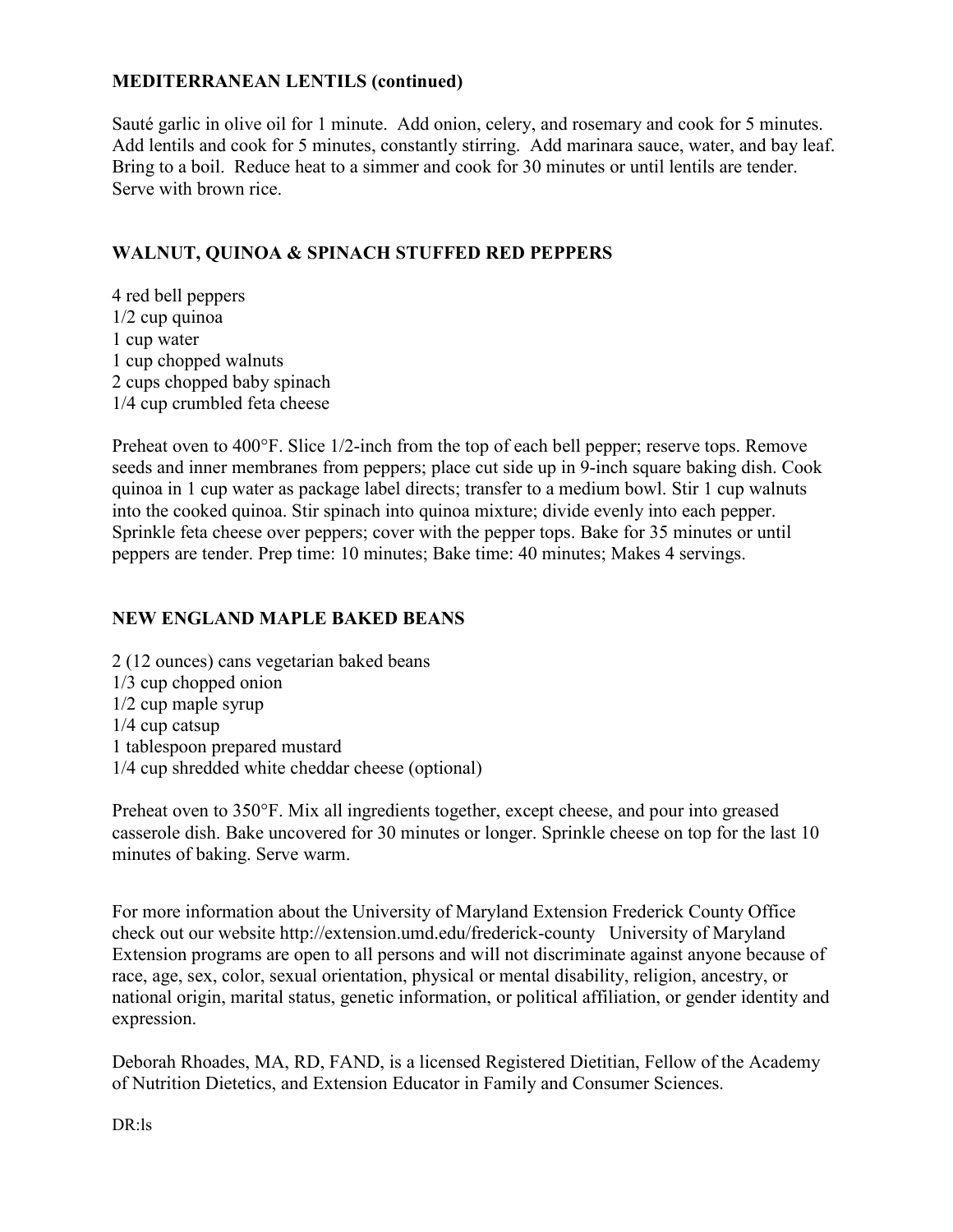## MEDITERRANEAN LENTILS (continued)

Sauté garlic in olive oil for 1 minute. Add onion, celery, and rosemary and cook for 5 minutes. Add lentils and cook for 5 minutes, constantly stirring. Add marinara sauce, water, and bay leaf. Bring to a boil. Reduce heat to a simmer and cook for 30 minutes or until lentils are tender. Serve with brown rice.

## WALNUT, QUINOA & SPINACH STUFFED RED PEPPERS

4 red bell peppers
1/2 cup quinoa
1 cup water
1 cup chopped walnuts
2 cups chopped baby spinach
1/4 cup crumbled feta cheese

Preheat oven to 400°F. Slice 1/2-inch from the top of each bell pepper; reserve tops. Remove seeds and inner membranes from peppers; place cut side up in 9-inch square baking dish. Cook quinoa in 1 cup water as package label directs; transfer to a medium bowl. Stir 1 cup walnuts into the cooked quinoa. Stir spinach into quinoa mixture; divide evenly into each pepper. Sprinkle feta cheese over peppers; cover with the pepper tops. Bake for 35 minutes or until peppers are tender. Prep time: 10 minutes; Bake time: 40 minutes; Makes 4 servings.

## NEW ENGLAND MAPLE BAKED BEANS

2 (12 ounces) cans vegetarian baked beans
1/3 cup chopped onion
1/2 cup maple syrup
1/4 cup catsup
1 tablespoon prepared mustard
1/4 cup shredded white cheddar cheese (optional)

Preheat oven to 350°F. Mix all ingredients together, except cheese, and pour into greased casserole dish. Bake uncovered for 30 minutes or longer. Sprinkle cheese on top for the last 10 minutes of baking. Serve warm.

For more information about the University of Maryland Extension Frederick County Office check out our website http://extension.umd.edu/frederick-county University of Maryland Extension programs are open to all persons and will not discriminate against anyone because of race, age, sex, color, sexual orientation, physical or mental disability, religion, ancestry, or national origin, marital status, genetic information, or political affiliation, or gender identity and expression.

Deborah Rhoades, MA, RD, FAND, is a licensed Registered Dietitian, Fellow of the Academy of Nutrition Dietetics, and Extension Educator in Family and Consumer Sciences.

DR:ls